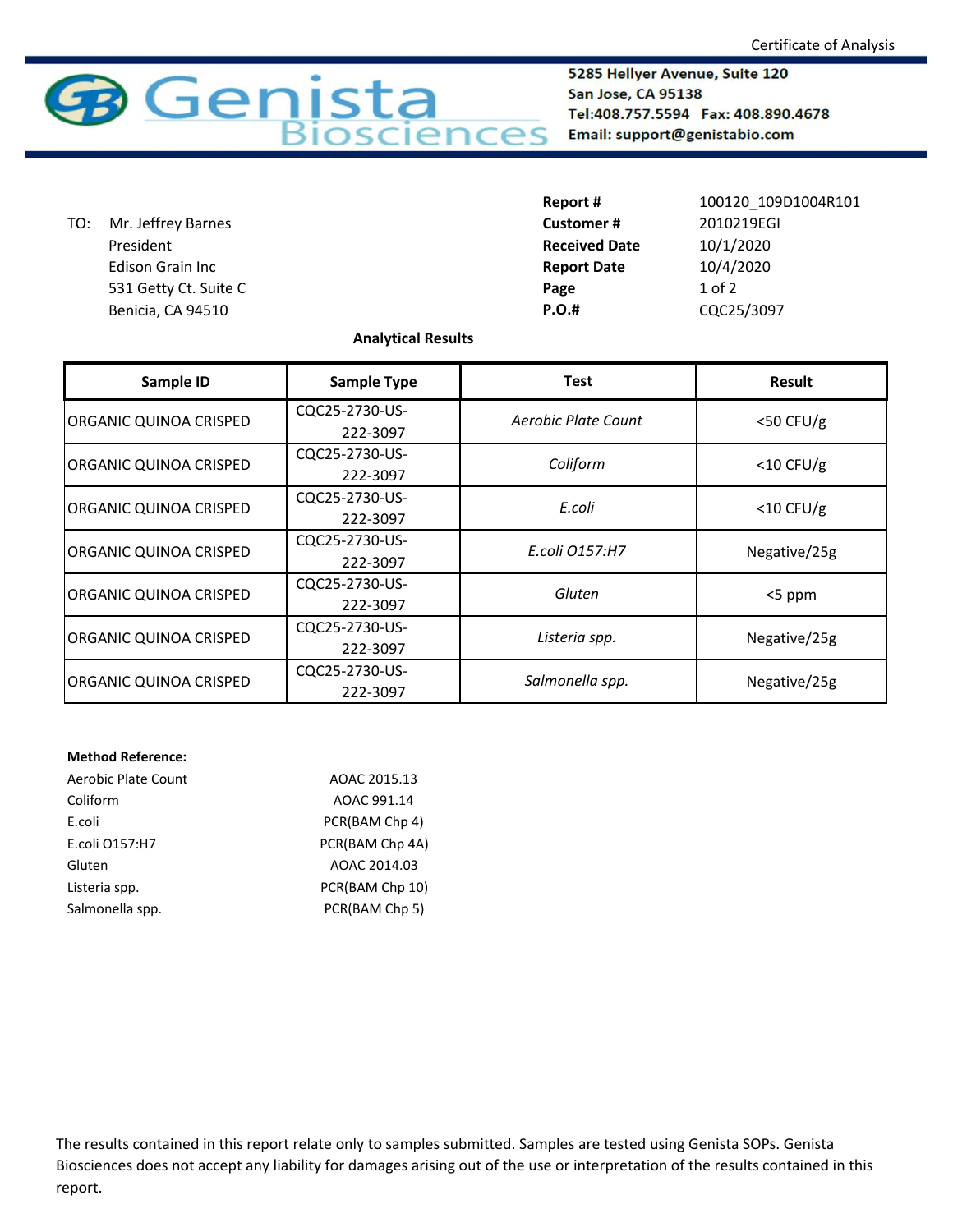Certificate of Analysis

**Genista Biosciences**

**5285 Hellyer Avenue, Suite 120**
**San Jose, CA 95138**
**Tel:408.757.5594 Fax: 408.890.4678**
**Email: support@genistabio.com**

TO: Mr. Jeffrey Barnes
President
Edison Grain Inc
531 Getty Ct. Suite C
Benicia, CA 94510

| | |
|---|---|
| **Report #** | 100120_109D1004R101 |
| **Customer #** | 2010219EGI |
| **Received Date** | 10/1/2020 |
| **Report Date** | 10/4/2020 |
| **Page** | 1 of 2 |
| **P.O.#** | CQC25/3097 |

**Analytical Results**

| Sample ID | Sample Type | Test | Result |
|---|---|---|---|
| ORGANIC QUINOA CRISPED | CQC25-2730-US-222-3097 | *Aerobic Plate Count* | <50 CFU/g |
| ORGANIC QUINOA CRISPED | CQC25-2730-US-222-3097 | *Coliform* | <10 CFU/g |
| ORGANIC QUINOA CRISPED | CQC25-2730-US-222-3097 | *E.coli* | <10 CFU/g |
| ORGANIC QUINOA CRISPED | CQC25-2730-US-222-3097 | *E.coli O157:H7* | Negative/25g |
| ORGANIC QUINOA CRISPED | CQC25-2730-US-222-3097 | *Gluten* | <5 ppm |
| ORGANIC QUINOA CRISPED | CQC25-2730-US-222-3097 | *Listeria spp.* | Negative/25g |
| ORGANIC QUINOA CRISPED | CQC25-2730-US-222-3097 | *Salmonella spp.* | Negative/25g |

**Method Reference:**

| | |
|---|---|
| Aerobic Plate Count | AOAC 2015.13 |
| Coliform | AOAC 991.14 |
| E.coli | PCR(BAM Chp 4) |
| E.coli O157:H7 | PCR(BAM Chp 4A) |
| Gluten | AOAC 2014.03 |
| Listeria spp. | PCR(BAM Chp 10) |
| Salmonella spp. | PCR(BAM Chp 5) |

The results contained in this report relate only to samples submitted. Samples are tested using Genista SOPs. Genista Biosciences does not accept any liability for damages arising out of the use or interpretation of the results contained in this report.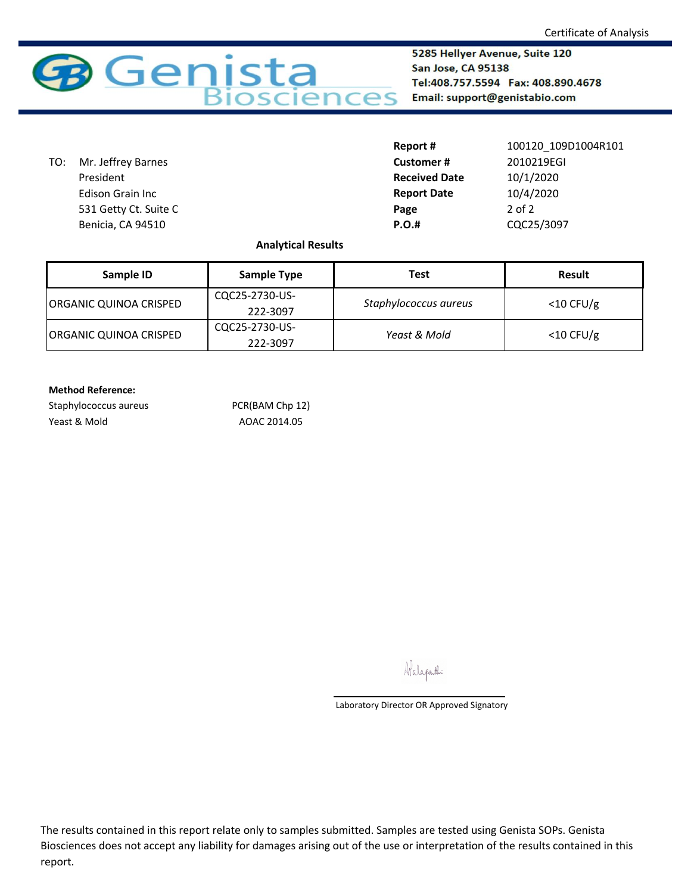Certificate of Analysis

**Genista Biosciences**

**5285 Hellyer Avenue, Suite 120**
**San Jose, CA 95138**
**Tel:408.757.5594 Fax: 408.890.4678**
**Email: support@genistabio.com**

TO: Mr. Jeffrey Barnes
President
Edison Grain Inc
531 Getty Ct. Suite C
Benicia, CA 94510

| | |
|---|---|
| **Report #** | 100120_109D1004R101 |
| **Customer #** | 2010219EGI |
| **Received Date** | 10/1/2020 |
| **Report Date** | 10/4/2020 |
| **Page** | 2 of 2 |
| **P.O.#** | CQC25/3097 |

**Analytical Results**

| Sample ID | Sample Type | Test | Result |
|---|---|---|---|
| ORGANIC QUINOA CRISPED | CQC25-2730-US-222-3097 | *Staphylococcus aureus* | <10 CFU/g |
| ORGANIC QUINOA CRISPED | CQC25-2730-US-222-3097 | *Yeast & Mold* | <10 CFU/g |

**Method Reference:**

| | |
|---|---|
| Staphylococcus aureus | PCR(BAM Chp 12) |
| Yeast & Mold | AOAC 2014.05 |

Laboratory Director OR Approved Signatory

The results contained in this report relate only to samples submitted. Samples are tested using Genista SOPs. Genista Biosciences does not accept any liability for damages arising out of the use or interpretation of the results contained in this report.